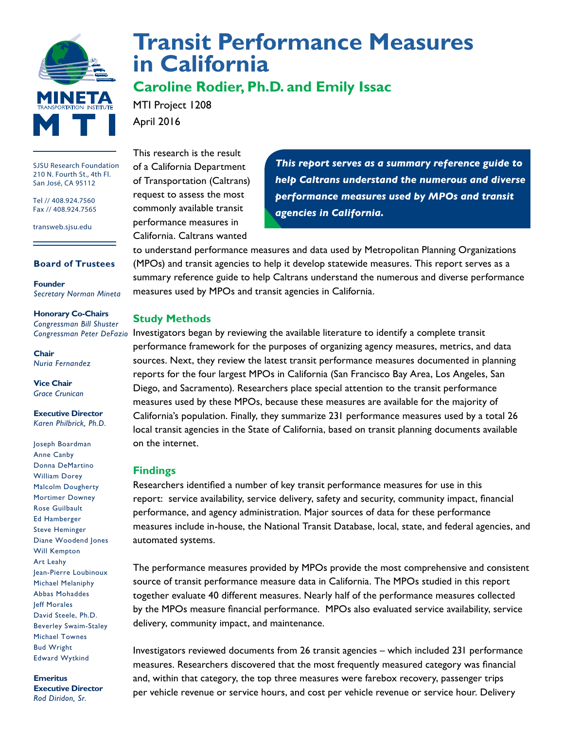# Transit Performance Measures in California

## Caroline Rodier, Ph.D. and Emily Issac

MTI Project 1208

April 2016

SJSU Research Foundation
210 N. Fourth St., 4th Fl.
San José, CA 95112

Tel // 408.924.7560
Fax // 408.924.7565

transweb.sjsu.edu

**Board of Trustees**

**Founder**
*Secretary Norman Mineta*

**Honorary Co-Chairs**
*Congressman Bill Shuster*
*Congressman Peter DeFazio*

**Chair**
*Nuria Fernandez*

**Vice Chair**
*Grace Crunican*

**Executive Director**
*Karen Philbrick, Ph.D.*

Joseph Boardman
Anne Canby
Donna DeMartino
William Dorey
Malcolm Dougherty
Mortimer Downey
Rose Guilbault
Ed Hamberger
Steve Heminger
Diane Woodend Jones
Will Kempton
Art Leahy
Jean-Pierre Loubinoux
Michael Melaniphy
Abbas Mohaddes
Jeff Morales
David Steele, Ph.D.
Beverley Swaim-Staley
Michael Townes
Bud Wright
Edward Wytkind

**Emeritus Executive Director**
*Rod Diridon, Sr.*

***This report serves as a summary reference guide to help Caltrans understand the numerous and diverse performance measures used by MPOs and transit agencies in California.***

This research is the result of a California Department of Transportation (Caltrans) request to assess the most commonly available transit performance measures in California. Caltrans wanted to understand performance measures and data used by Metropolitan Planning Organizations (MPOs) and transit agencies to help it develop statewide measures. This report serves as a summary reference guide to help Caltrans understand the numerous and diverse performance measures used by MPOs and transit agencies in California.

### Study Methods

Investigators began by reviewing the available literature to identify a complete transit performance framework for the purposes of organizing agency measures, metrics, and data sources. Next, they review the latest transit performance measures documented in planning reports for the four largest MPOs in California (San Francisco Bay Area, Los Angeles, San Diego, and Sacramento). Researchers place special attention to the transit performance measures used by these MPOs, because these measures are available for the majority of California's population. Finally, they summarize 231 performance measures used by a total 26 local transit agencies in the State of California, based on transit planning documents available on the internet.

### Findings

Researchers identified a number of key transit performance measures for use in this report: service availability, service delivery, safety and security, community impact, financial performance, and agency administration. Major sources of data for these performance measures include in-house, the National Transit Database, local, state, and federal agencies, and automated systems.

The performance measures provided by MPOs provide the most comprehensive and consistent source of transit performance measure data in California. The MPOs studied in this report together evaluate 40 different measures. Nearly half of the performance measures collected by the MPOs measure financial performance. MPOs also evaluated service availability, service delivery, community impact, and maintenance.

Investigators reviewed documents from 26 transit agencies – which included 231 performance measures. Researchers discovered that the most frequently measured category was financial and, within that category, the top three measures were farebox recovery, passenger trips per vehicle revenue or service hours, and cost per vehicle revenue or service hour. Delivery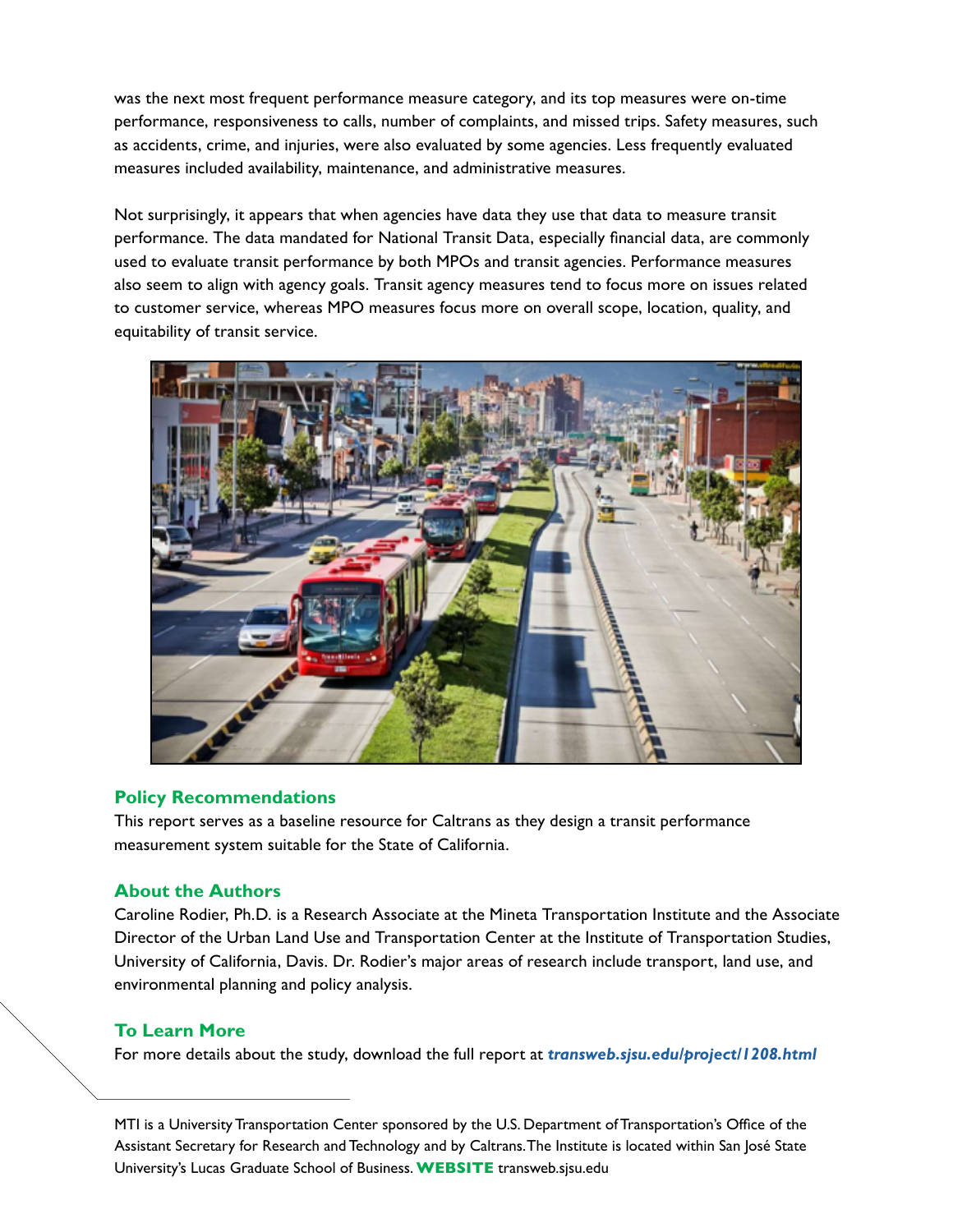was the next most frequent performance measure category, and its top measures were on-time performance, responsiveness to calls, number of complaints, and missed trips. Safety measures, such as accidents, crime, and injuries, were also evaluated by some agencies. Less frequently evaluated measures included availability, maintenance, and administrative measures.

Not surprisingly, it appears that when agencies have data they use that data to measure transit performance. The data mandated for National Transit Data, especially financial data, are commonly used to evaluate transit performance by both MPOs and transit agencies. Performance measures also seem to align with agency goals. Transit agency measures tend to focus more on issues related to customer service, whereas MPO measures focus more on overall scope, location, quality, and equitability of transit service.

## Policy Recommendations

This report serves as a baseline resource for Caltrans as they design a transit performance measurement system suitable for the State of California.

## About the Authors

Caroline Rodier, Ph.D. is a Research Associate at the Mineta Transportation Institute and the Associate Director of the Urban Land Use and Transportation Center at the Institute of Transportation Studies, University of California, Davis. Dr. Rodier's major areas of research include transport, land use, and environmental planning and policy analysis.

## To Learn More

For more details about the study, download the full report at ***transweb.sjsu.edu/project/1208.html***

MTI is a University Transportation Center sponsored by the U.S. Department of Transportation's Office of the Assistant Secretary for Research and Technology and by Caltrans. The Institute is located within San José State University's Lucas Graduate School of Business. **WEBSITE** transweb.sjsu.edu